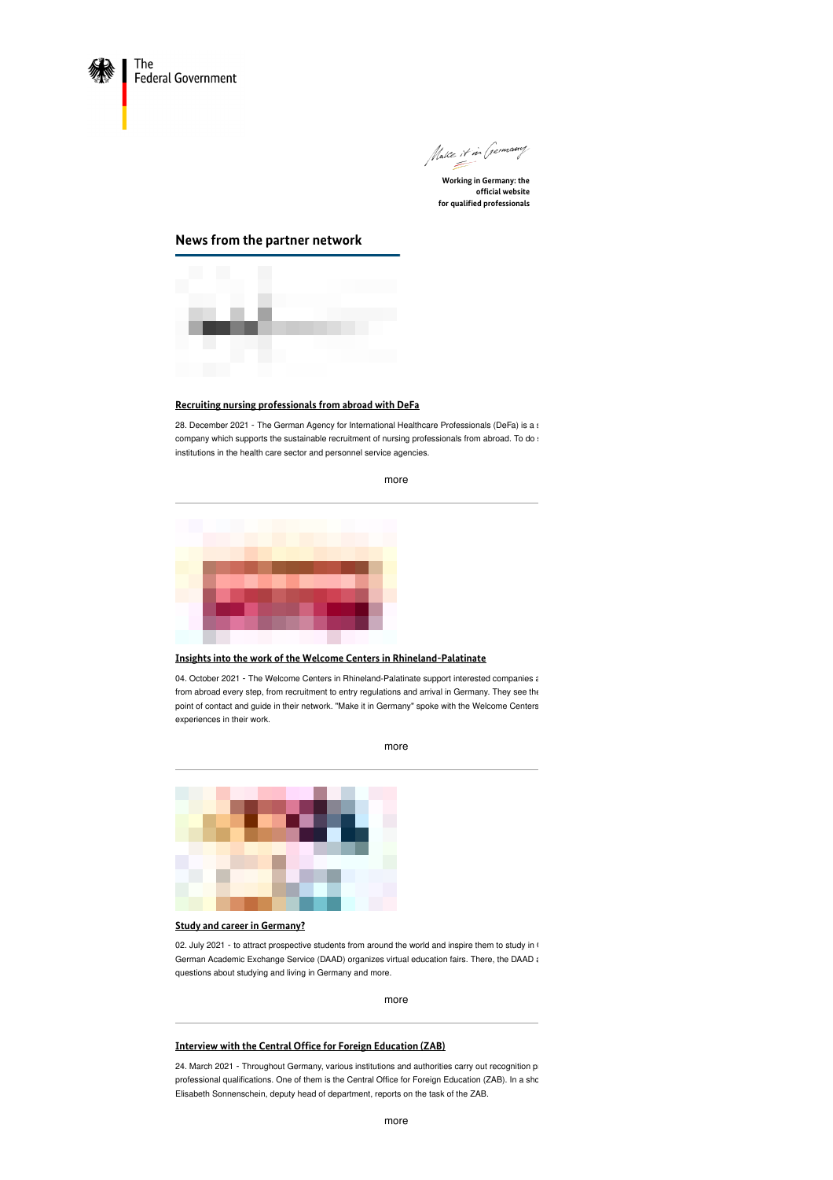The Federal Government

Working in Germany: the official website for qualified professionals

## News from the partner network

**Recruiting nursing professionals from abroad with DeFa**

28. December 2021 - The German Agency for International Healthcare Professionals (DeFa) is a s company which supports the sustainable recruitment of nursing professionals from abroad. To do s institutions in the health care sector and personnel service agencies.

more

---

**Insights into the work of the Welcome Centers in Rhineland-Palatinate**

04. October 2021 - The Welcome Centers in Rhineland-Palatinate support interested companies a from abroad every step, from recruitment to entry regulations and arrival in Germany. They see the point of contact and guide in their network. "Make it in Germany" spoke with the Welcome Centers experiences in their work.

more

---

**Study and career in Germany?**

02. July 2021 - to attract prospective students from around the world and inspire them to study in G German Academic Exchange Service (DAAD) organizes virtual education fairs. There, the DAAD a questions about studying and living in Germany and more.

more

---

**Interview with the Central Office for Foreign Education (ZAB)**

24. March 2021 - Throughout Germany, various institutions and authorities carry out recognition p professional qualifications. One of them is the Central Office for Foreign Education (ZAB). In a sho Elisabeth Sonnenschein, deputy head of department, reports on the task of the ZAB.

more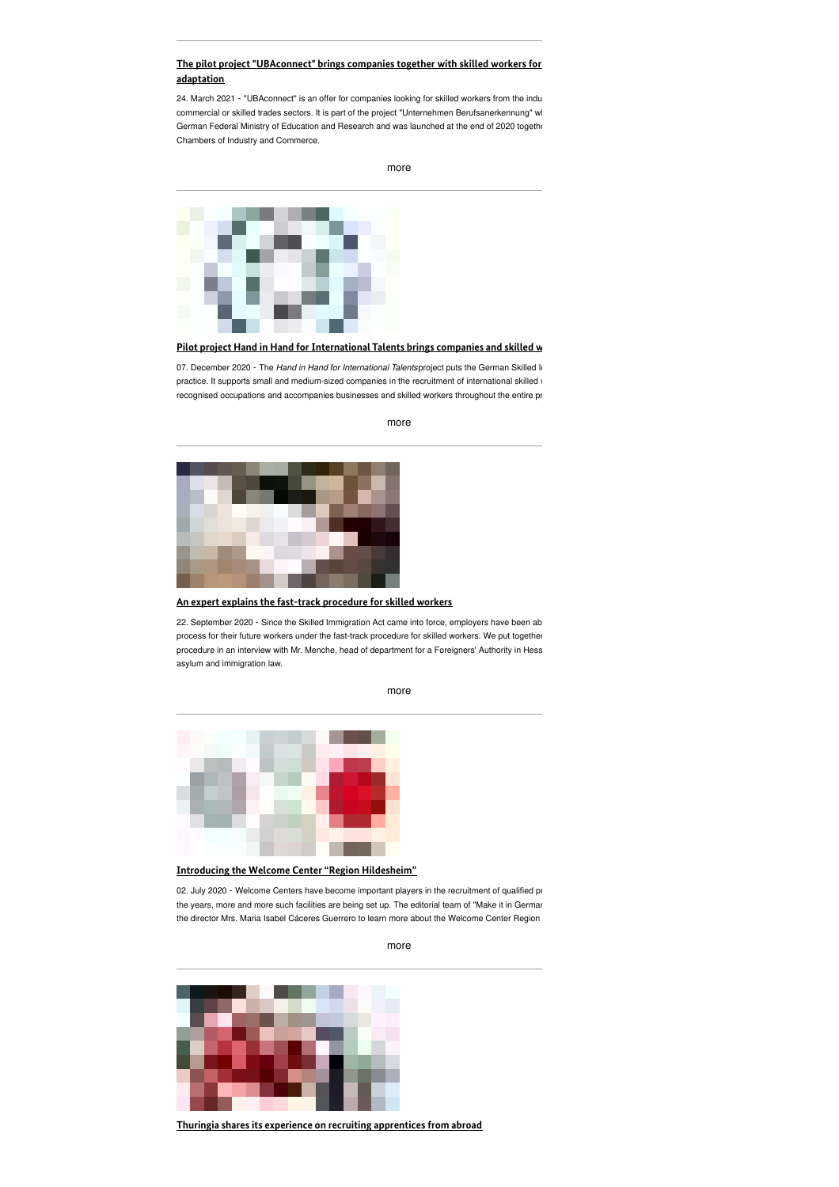**The pilot project "UBAconnect" brings companies together with skilled workers for adaptation**

24. March 2021 - "UBAconnect" is an offer for companies looking for skilled workers from the indu commercial or skilled trades sectors. It is part of the project "Unternehmen Berufsanerkennung" wl German Federal Ministry of Education and Research and was launched at the end of 2020 togeth Chambers of Industry and Commerce.

more

**Pilot project Hand in Hand for International Talents brings companies and skilled w**

07. December 2020 - The *Hand in Hand for International Talents*project puts the German Skilled I practice. It supports small and medium-sized companies in the recruitment of international skilled recognised occupations and accompanies businesses and skilled workers throughout the entire pr

more

**An expert explains the fast-track procedure for skilled workers**

22. September 2020 - Since the Skilled Immigration Act came into force, employers have been ab process for their future workers under the fast-track procedure for skilled workers. We put togethe procedure in an interview with Mr. Menche, head of department for a Foreigners' Authority in Hess asylum and immigration law.

more

**Introducing the Welcome Center "Region Hildesheim"**

02. July 2020 - Welcome Centers have become important players in the recruitment of qualified pr the years, more and more such facilities are being set up. The editorial team of "Make it in Germa the director Mrs. Maria Isabel Cáceres Guerrero to learn more about the Welcome Center Region

more

**Thuringia shares its experience on recruiting apprentices from abroad**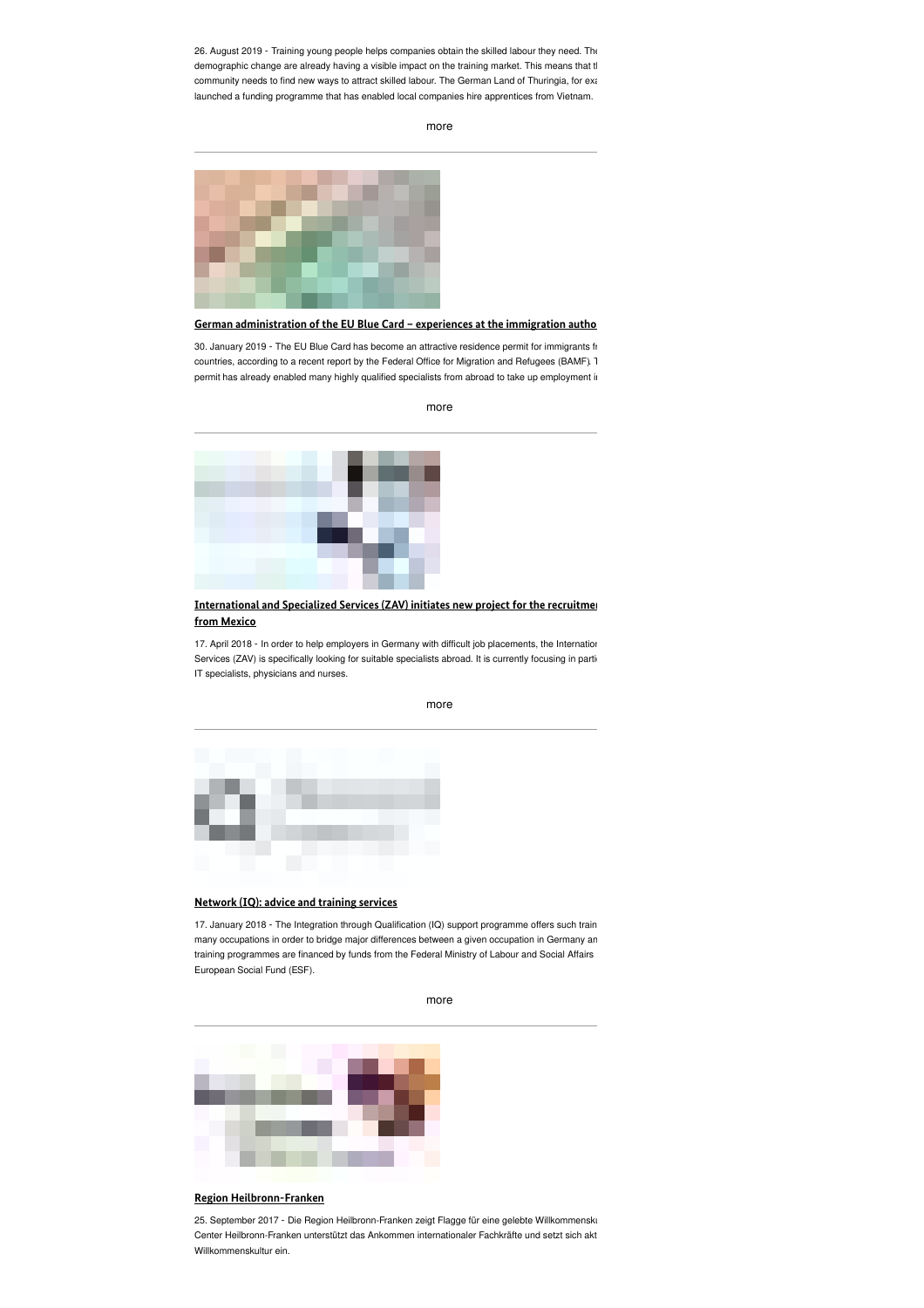26. August 2019 - Training young people helps companies obtain the skilled labour they need. The demographic change are already having a visible impact on the training market. This means that t community needs to find new ways to attract skilled labour. The German Land of Thuringia, for exa launched a funding programme that has enabled local companies hire apprentices from Vietnam.

more

---

### German administration of the EU Blue Card – experiences at the immigration autho

30. January 2019 - The EU Blue Card has become an attractive residence permit for immigrants fr countries, according to a recent report by the Federal Office for Migration and Refugees (BAMF). T permit has already enabled many highly qualified specialists from abroad to take up employment i

more

---

### International and Specialized Services (ZAV) initiates new project for the recruitme from Mexico

17. April 2018 - In order to help employers in Germany with difficult job placements, the Internatior Services (ZAV) is specifically looking for suitable specialists abroad. It is currently focusing in parti IT specialists, physicians and nurses.

more

---

### Network (IQ): advice and training services

17. January 2018 - The Integration through Qualification (IQ) support programme offers such train many occupations in order to bridge major differences between a given occupation in Germany an training programmes are financed by funds from the Federal Ministry of Labour and Social Affairs European Social Fund (ESF).

more

---

### Region Heilbronn-Franken

25. September 2017 - Die Region Heilbronn-Franken zeigt Flagge für eine gelebte Willkommensku Center Heilbronn-Franken unterstützt das Ankommen internationaler Fachkräfte und setzt sich akt Willkommenskultur ein.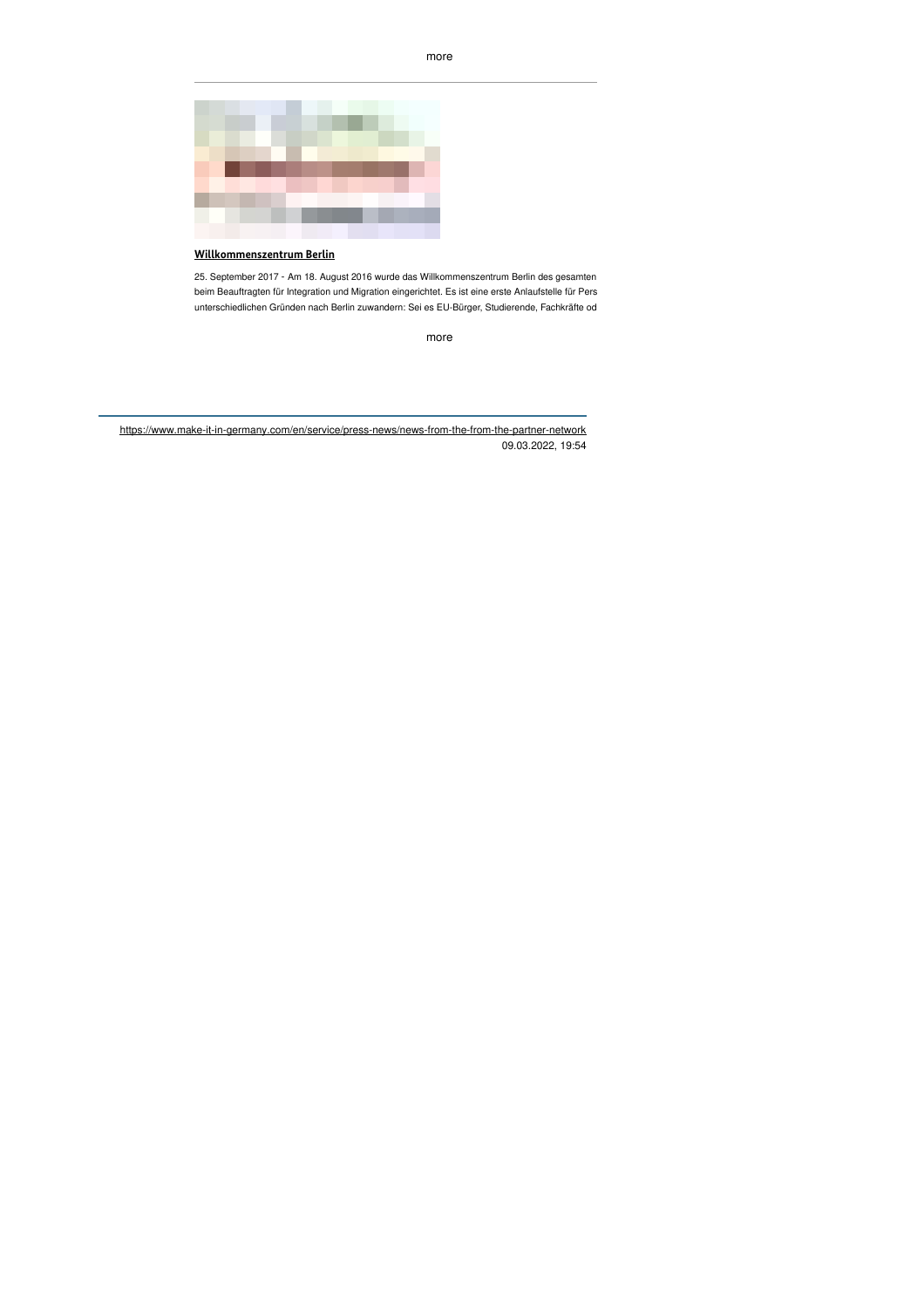more

---

**Willkommenszentrum Berlin**

25. September 2017 - Am 18. August 2016 wurde das Willkommenszentrum Berlin des gesamten beim Beauftragten für Integration und Migration eingerichtet. Es ist eine erste Anlaufstelle für Pers unterschiedlichen Gründen nach Berlin zuwandern: Sei es EU-Bürger, Studierende, Fachkräfte od

more

https://www.make-it-in-germany.com/en/service/press-news/news-from-the-from-the-partner-network
09.03.2022, 19:54